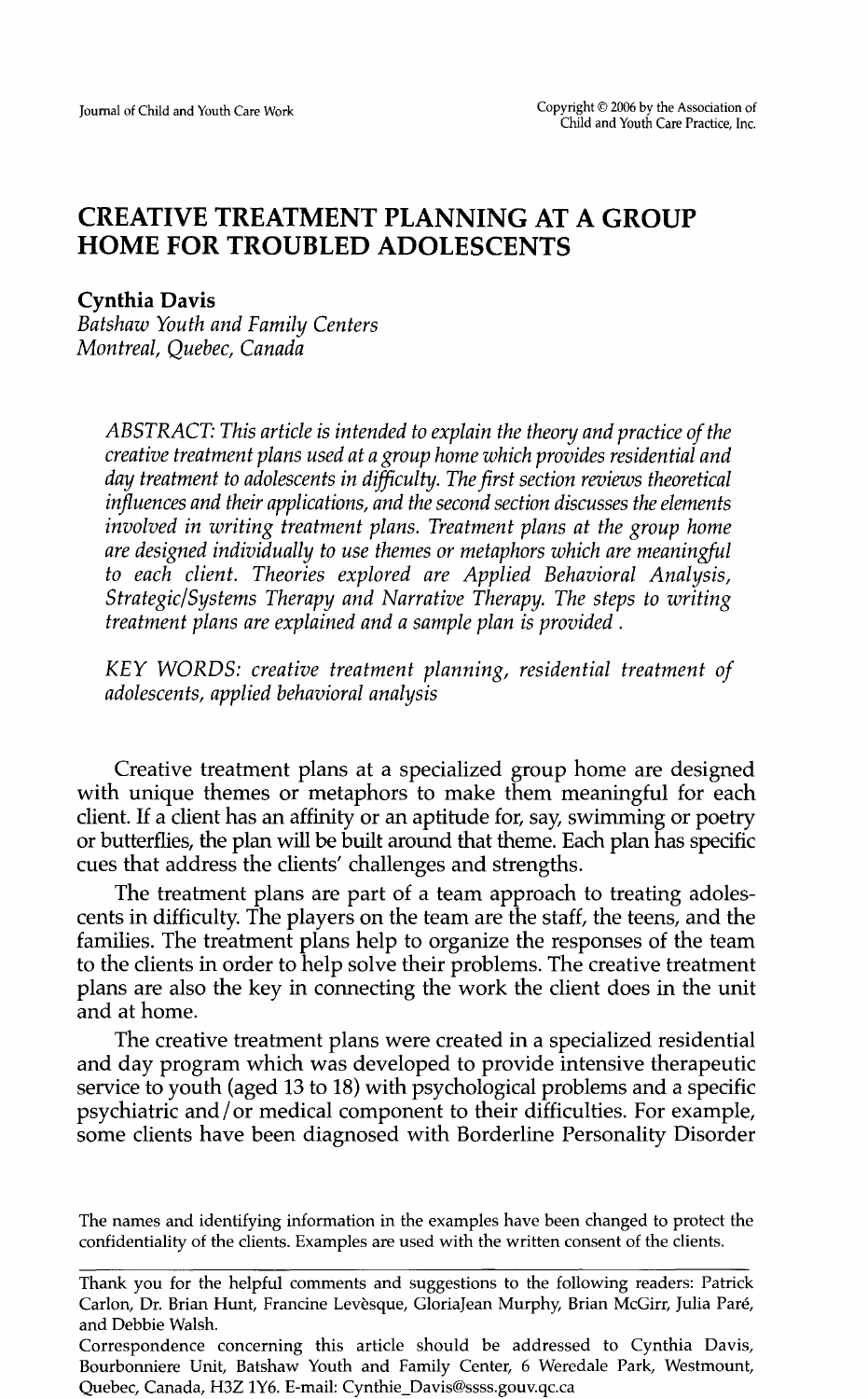# CREATIVE TREATMENT PLANNING AT A GROUP HOME FOR TROUBLED ADOLESCENTS

**Cynthia Davis**
*Batshaw Youth and Family Centers*
*Montreal, Quebec, Canada*

*ABSTRACT: This article is intended to explain the theory and practice of the creative treatment plans used at a group home which provides residential and day treatment to adolescents in difficulty. The first section reviews theoretical influences and their applications, and the second section discusses the elements involved in writing treatment plans. Treatment plans at the group home are designed individually to use themes or metaphors which are meaningful to each client. Theories explored are Applied Behavioral Analysis, Strategic/Systems Therapy and Narrative Therapy. The steps to writing treatment plans are explained and a sample plan is provided .*

*KEY WORDS: creative treatment planning, residential treatment of adolescents, applied behavioral analysis*

Creative treatment plans at a specialized group home are designed with unique themes or metaphors to make them meaningful for each client. If a client has an affinity or an aptitude for, say, swimming or poetry or butterflies, the plan will be built around that theme. Each plan has specific cues that address the clients' challenges and strengths.

The treatment plans are part of a team approach to treating adolescents in difficulty. The players on the team are the staff, the teens, and the families. The treatment plans help to organize the responses of the team to the clients in order to help solve their problems. The creative treatment plans are also the key in connecting the work the client does in the unit and at home.

The creative treatment plans were created in a specialized residential and day program which was developed to provide intensive therapeutic service to youth (aged 13 to 18) with psychological problems and a specific psychiatric and/or medical component to their difficulties. For example, some clients have been diagnosed with Borderline Personality Disorder

The names and identifying information in the examples have been changed to protect the confidentiality of the clients. Examples are used with the written consent of the clients.

Thank you for the helpful comments and suggestions to the following readers: Patrick Carlon, Dr. Brian Hunt, Francine Levèsque, GloriaJean Murphy, Brian McGirr, Julia Paré, and Debbie Walsh.

Correspondence concerning this article should be addressed to Cynthia Davis, Bourbonniere Unit, Batshaw Youth and Family Center, 6 Weredale Park, Westmount, Quebec, Canada, H3Z 1Y6. E-mail: Cynthie_Davis@ssss.gouv.qc.ca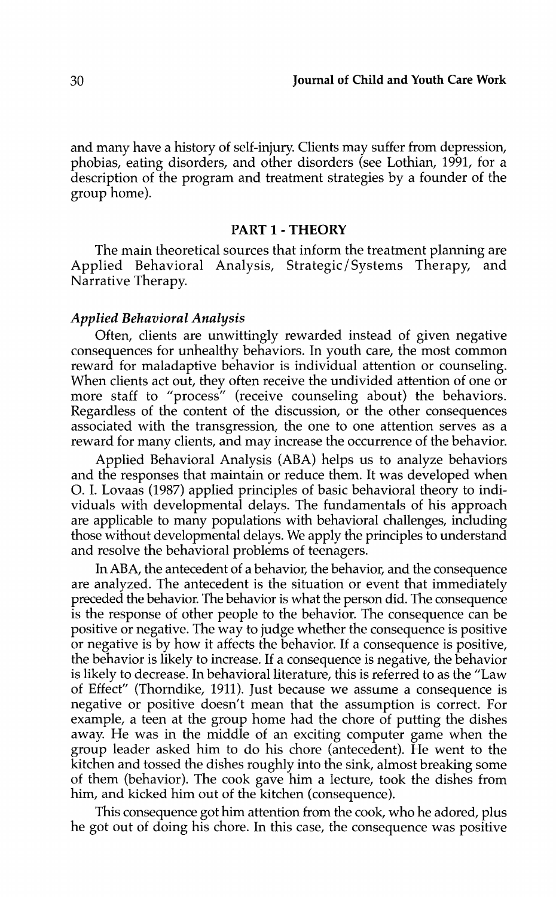and many have a history of self-injury. Clients may suffer from depression, phobias, eating disorders, and other disorders (see Lothian, 1991, for a description of the program and treatment strategies by a founder of the group home).

## PART 1 - THEORY

The main theoretical sources that inform the treatment planning are Applied Behavioral Analysis, Strategic/Systems Therapy, and Narrative Therapy.

### *Applied Behavioral Analysis*

Often, clients are unwittingly rewarded instead of given negative consequences for unhealthy behaviors. In youth care, the most common reward for maladaptive behavior is individual attention or counseling. When clients act out, they often receive the undivided attention of one or more staff to "process" (receive counseling about) the behaviors. Regardless of the content of the discussion, or the other consequences associated with the transgression, the one to one attention serves as a reward for many clients, and may increase the occurrence of the behavior.

Applied Behavioral Analysis (ABA) helps us to analyze behaviors and the responses that maintain or reduce them. It was developed when O. I. Lovaas (1987) applied principles of basic behavioral theory to individuals with developmental delays. The fundamentals of his approach are applicable to many populations with behavioral challenges, including those without developmental delays. We apply the principles to understand and resolve the behavioral problems of teenagers.

In ABA, the antecedent of a behavior, the behavior, and the consequence are analyzed. The antecedent is the situation or event that immediately preceded the behavior. The behavior is what the person did. The consequence is the response of other people to the behavior. The consequence can be positive or negative. The way to judge whether the consequence is positive or negative is by how it affects the behavior. If a consequence is positive, the behavior is likely to increase. If a consequence is negative, the behavior is likely to decrease. In behavioral literature, this is referred to as the "Law of Effect" (Thorndike, 1911). Just because we assume a consequence is negative or positive doesn't mean that the assumption is correct. For example, a teen at the group home had the chore of putting the dishes away. He was in the middle of an exciting computer game when the group leader asked him to do his chore (antecedent). He went to the kitchen and tossed the dishes roughly into the sink, almost breaking some of them (behavior). The cook gave him a lecture, took the dishes from him, and kicked him out of the kitchen (consequence).

This consequence got him attention from the cook, who he adored, plus he got out of doing his chore. In this case, the consequence was positive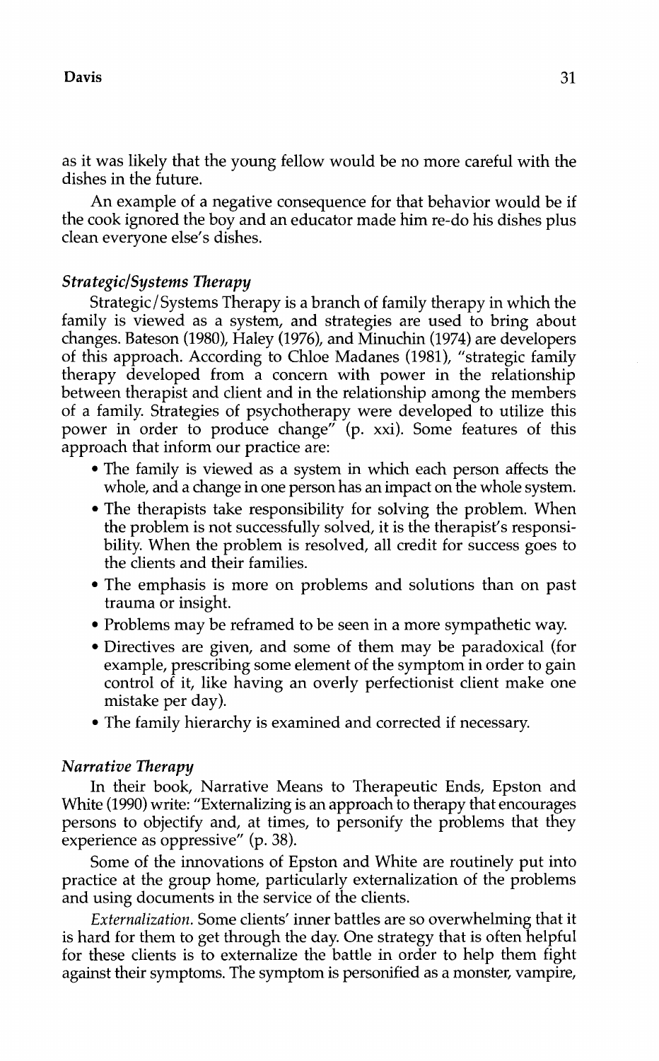as it was likely that the young fellow would be no more careful with the dishes in the future.

An example of a negative consequence for that behavior would be if the cook ignored the boy and an educator made him re-do his dishes plus clean everyone else's dishes.

### *Strategic/Systems Therapy*

Strategic/Systems Therapy is a branch of family therapy in which the family is viewed as a system, and strategies are used to bring about changes. Bateson (1980), Haley (1976), and Minuchin (1974) are developers of this approach. According to Chloe Madanes (1981), "strategic family therapy developed from a concern with power in the relationship between therapist and client and in the relationship among the members of a family. Strategies of psychotherapy were developed to utilize this power in order to produce change" (p. xxi). Some features of this approach that inform our practice are:

- The family is viewed as a system in which each person affects the whole, and a change in one person has an impact on the whole system.
- The therapists take responsibility for solving the problem. When the problem is not successfully solved, it is the therapist's responsibility. When the problem is resolved, all credit for success goes to the clients and their families.
- The emphasis is more on problems and solutions than on past trauma or insight.
- Problems may be reframed to be seen in a more sympathetic way.
- Directives are given, and some of them may be paradoxical (for example, prescribing some element of the symptom in order to gain control of it, like having an overly perfectionist client make one mistake per day).
- The family hierarchy is examined and corrected if necessary.

### *Narrative Therapy*

In their book, Narrative Means to Therapeutic Ends, Epston and White (1990) write: "Externalizing is an approach to therapy that encourages persons to objectify and, at times, to personify the problems that they experience as oppressive" (p. 38).

Some of the innovations of Epston and White are routinely put into practice at the group home, particularly externalization of the problems and using documents in the service of the clients.

*Externalization.* Some clients' inner battles are so overwhelming that it is hard for them to get through the day. One strategy that is often helpful for these clients is to externalize the battle in order to help them fight against their symptoms. The symptom is personified as a monster, vampire,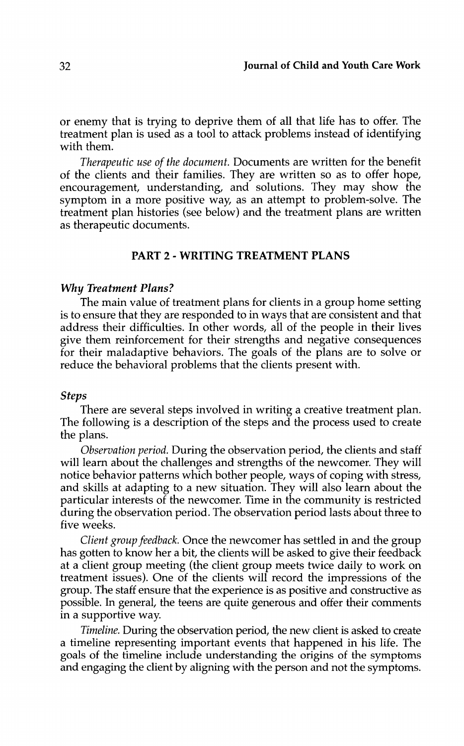or enemy that is trying to deprive them of all that life has to offer. The treatment plan is used as a tool to attack problems instead of identifying with them.

*Therapeutic use of the document.* Documents are written for the benefit of the clients and their families. They are written so as to offer hope, encouragement, understanding, and solutions. They may show the symptom in a more positive way, as an attempt to problem-solve. The treatment plan histories (see below) and the treatment plans are written as therapeutic documents.

## PART 2 - WRITING TREATMENT PLANS

### *Why Treatment Plans?*

The main value of treatment plans for clients in a group home setting is to ensure that they are responded to in ways that are consistent and that address their difficulties. In other words, all of the people in their lives give them reinforcement for their strengths and negative consequences for their maladaptive behaviors. The goals of the plans are to solve or reduce the behavioral problems that the clients present with.

### *Steps*

There are several steps involved in writing a creative treatment plan. The following is a description of the steps and the process used to create the plans.

*Observation period.* During the observation period, the clients and staff will learn about the challenges and strengths of the newcomer. They will notice behavior patterns which bother people, ways of coping with stress, and skills at adapting to a new situation. They will also learn about the particular interests of the newcomer. Time in the community is restricted during the observation period. The observation period lasts about three to five weeks.

*Client group feedback.* Once the newcomer has settled in and the group has gotten to know her a bit, the clients will be asked to give their feedback at a client group meeting (the client group meets twice daily to work on treatment issues). One of the clients will record the impressions of the group. The staff ensure that the experience is as positive and constructive as possible. In general, the teens are quite generous and offer their comments in a supportive way.

*Timeline.* During the observation period, the new client is asked to create a timeline representing important events that happened in his life. The goals of the timeline include understanding the origins of the symptoms and engaging the client by aligning with the person and not the symptoms.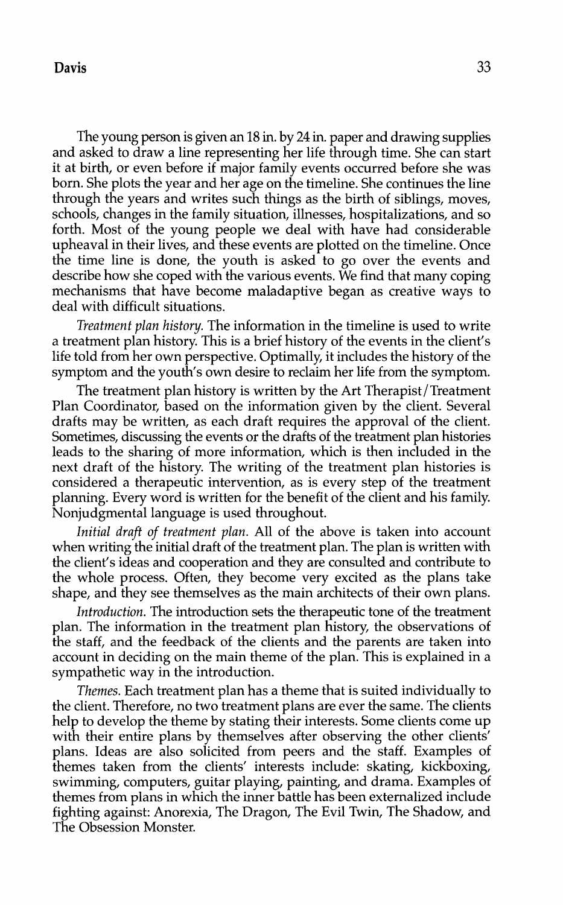The young person is given an 18 in. by 24 in. paper and drawing supplies and asked to draw a line representing her life through time. She can start it at birth, or even before if major family events occurred before she was born. She plots the year and her age on the timeline. She continues the line through the years and writes such things as the birth of siblings, moves, schools, changes in the family situation, illnesses, hospitalizations, and so forth. Most of the young people we deal with have had considerable upheaval in their lives, and these events are plotted on the timeline. Once the time line is done, the youth is asked to go over the events and describe how she coped with the various events. We find that many coping mechanisms that have become maladaptive began as creative ways to deal with difficult situations.

*Treatment plan history.* The information in the timeline is used to write a treatment plan history. This is a brief history of the events in the client's life told from her own perspective. Optimally, it includes the history of the symptom and the youth's own desire to reclaim her life from the symptom.

The treatment plan history is written by the Art Therapist/Treatment Plan Coordinator, based on the information given by the client. Several drafts may be written, as each draft requires the approval of the client. Sometimes, discussing the events or the drafts of the treatment plan histories leads to the sharing of more information, which is then included in the next draft of the history. The writing of the treatment plan histories is considered a therapeutic intervention, as is every step of the treatment planning. Every word is written for the benefit of the client and his family. Nonjudgmental language is used throughout.

*Initial draft of treatment plan.* All of the above is taken into account when writing the initial draft of the treatment plan. The plan is written with the client's ideas and cooperation and they are consulted and contribute to the whole process. Often, they become very excited as the plans take shape, and they see themselves as the main architects of their own plans.

*Introduction.* The introduction sets the therapeutic tone of the treatment plan. The information in the treatment plan history, the observations of the staff, and the feedback of the clients and the parents are taken into account in deciding on the main theme of the plan. This is explained in a sympathetic way in the introduction.

*Themes.* Each treatment plan has a theme that is suited individually to the client. Therefore, no two treatment plans are ever the same. The clients help to develop the theme by stating their interests. Some clients come up with their entire plans by themselves after observing the other clients' plans. Ideas are also solicited from peers and the staff. Examples of themes taken from the clients' interests include: skating, kickboxing, swimming, computers, guitar playing, painting, and drama. Examples of themes from plans in which the inner battle has been externalized include fighting against: Anorexia, The Dragon, The Evil Twin, The Shadow, and The Obsession Monster.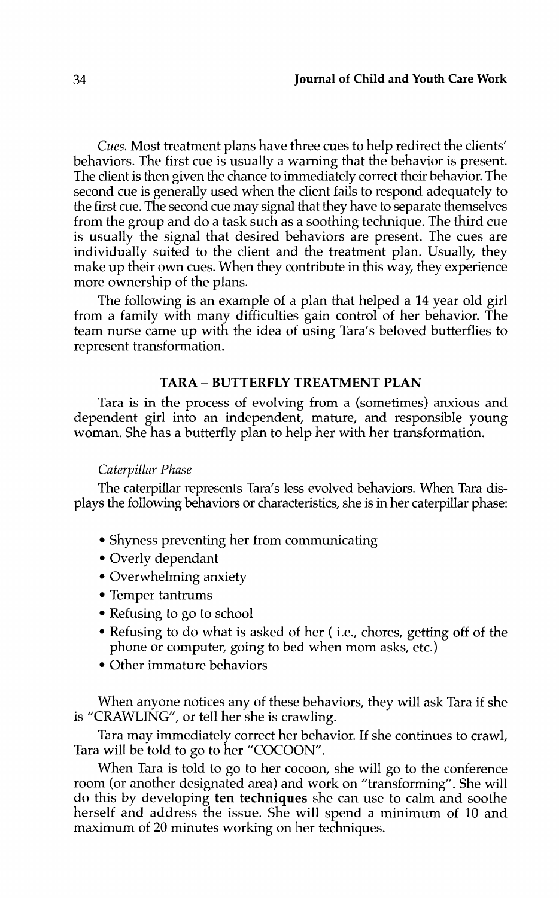*Cues.* Most treatment plans have three cues to help redirect the clients' behaviors. The first cue is usually a warning that the behavior is present. The client is then given the chance to immediately correct their behavior. The second cue is generally used when the client fails to respond adequately to the first cue. The second cue may signal that they have to separate themselves from the group and do a task such as a soothing technique. The third cue is usually the signal that desired behaviors are present. The cues are individually suited to the client and the treatment plan. Usually, they make up their own cues. When they contribute in this way, they experience more ownership of the plans.

The following is an example of a plan that helped a 14 year old girl from a family with many difficulties gain control of her behavior. The team nurse came up with the idea of using Tara's beloved butterflies to represent transformation.

## TARA – BUTTERFLY TREATMENT PLAN

Tara is in the process of evolving from a (sometimes) anxious and dependent girl into an independent, mature, and responsible young woman. She has a butterfly plan to help her with her transformation.

### *Caterpillar Phase*

The caterpillar represents Tara's less evolved behaviors. When Tara displays the following behaviors or characteristics, she is in her caterpillar phase:

- Shyness preventing her from communicating
- Overly dependant
- Overwhelming anxiety
- Temper tantrums
- Refusing to go to school
- Refusing to do what is asked of her ( i.e., chores, getting off of the phone or computer, going to bed when mom asks, etc.)
- Other immature behaviors

When anyone notices any of these behaviors, they will ask Tara if she is "CRAWLING", or tell her she is crawling.

Tara may immediately correct her behavior. If she continues to crawl, Tara will be told to go to her "COCOON".

When Tara is told to go to her cocoon, she will go to the conference room (or another designated area) and work on "transforming". She will do this by developing **ten techniques** she can use to calm and soothe herself and address the issue. She will spend a minimum of 10 and maximum of 20 minutes working on her techniques.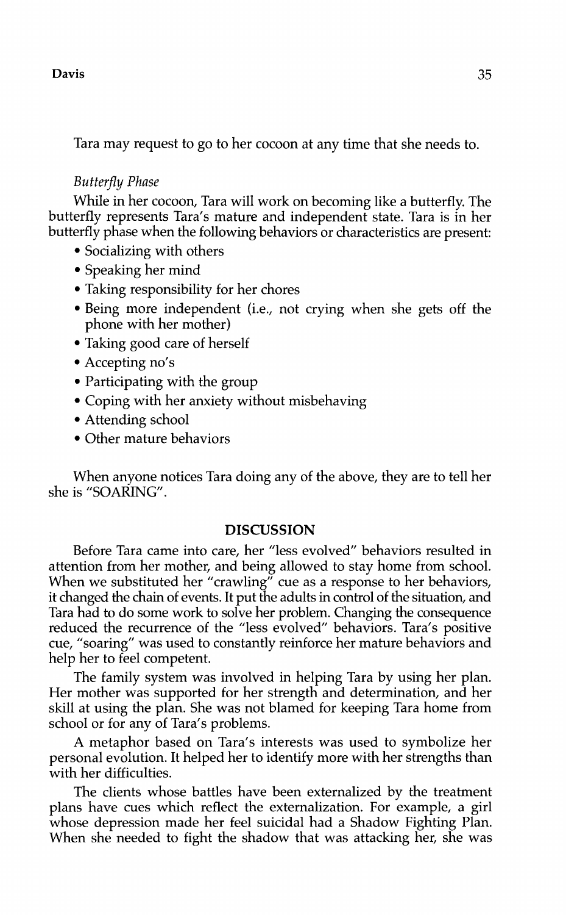Tara may request to go to her cocoon at any time that she needs to.

*Butterfly Phase*

While in her cocoon, Tara will work on becoming like a butterfly. The butterfly represents Tara's mature and independent state. Tara is in her butterfly phase when the following behaviors or characteristics are present:

- Socializing with others
- Speaking her mind
- Taking responsibility for her chores
- Being more independent (i.e., not crying when she gets off the phone with her mother)
- Taking good care of herself
- Accepting no's
- Participating with the group
- Coping with her anxiety without misbehaving
- Attending school
- Other mature behaviors

When anyone notices Tara doing any of the above, they are to tell her she is "SOARING".

## DISCUSSION

Before Tara came into care, her "less evolved" behaviors resulted in attention from her mother, and being allowed to stay home from school. When we substituted her "crawling" cue as a response to her behaviors, it changed the chain of events. It put the adults in control of the situation, and Tara had to do some work to solve her problem. Changing the consequence reduced the recurrence of the "less evolved" behaviors. Tara's positive cue, "soaring" was used to constantly reinforce her mature behaviors and help her to feel competent.

The family system was involved in helping Tara by using her plan. Her mother was supported for her strength and determination, and her skill at using the plan. She was not blamed for keeping Tara home from school or for any of Tara's problems.

A metaphor based on Tara's interests was used to symbolize her personal evolution. It helped her to identify more with her strengths than with her difficulties.

The clients whose battles have been externalized by the treatment plans have cues which reflect the externalization. For example, a girl whose depression made her feel suicidal had a Shadow Fighting Plan. When she needed to fight the shadow that was attacking her, she was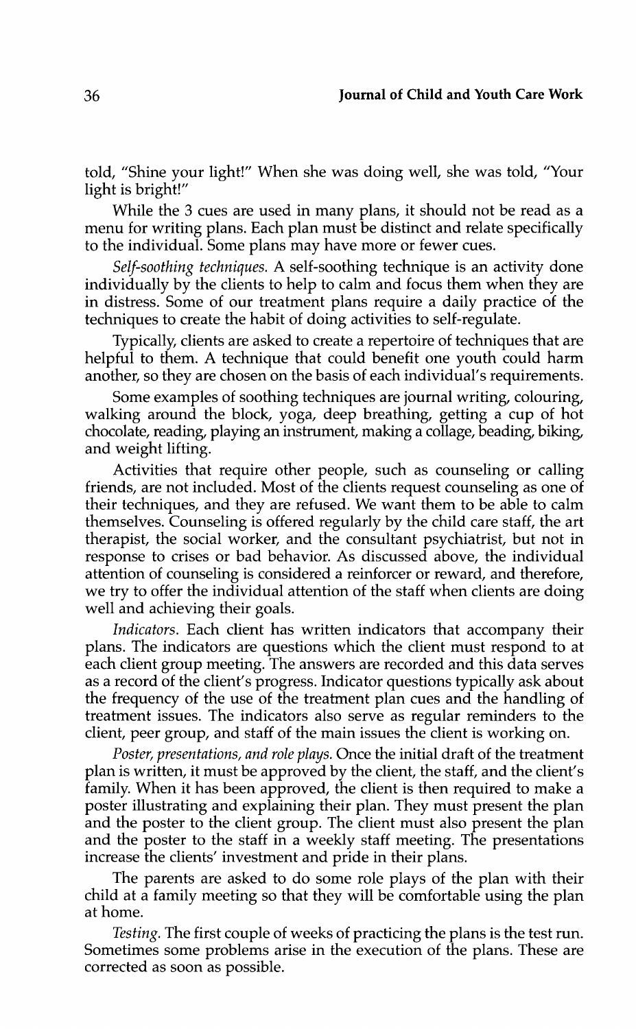told, "Shine your light!" When she was doing well, she was told, "Your light is bright!"

While the 3 cues are used in many plans, it should not be read as a menu for writing plans. Each plan must be distinct and relate specifically to the individual. Some plans may have more or fewer cues.

*Self-soothing techniques.* A self-soothing technique is an activity done individually by the clients to help to calm and focus them when they are in distress. Some of our treatment plans require a daily practice of the techniques to create the habit of doing activities to self-regulate.

Typically, clients are asked to create a repertoire of techniques that are helpful to them. A technique that could benefit one youth could harm another, so they are chosen on the basis of each individual's requirements.

Some examples of soothing techniques are journal writing, colouring, walking around the block, yoga, deep breathing, getting a cup of hot chocolate, reading, playing an instrument, making a collage, beading, biking, and weight lifting.

Activities that require other people, such as counseling or calling friends, are not included. Most of the clients request counseling as one of their techniques, and they are refused. We want them to be able to calm themselves. Counseling is offered regularly by the child care staff, the art therapist, the social worker, and the consultant psychiatrist, but not in response to crises or bad behavior. As discussed above, the individual attention of counseling is considered a reinforcer or reward, and therefore, we try to offer the individual attention of the staff when clients are doing well and achieving their goals.

*Indicators.* Each client has written indicators that accompany their plans. The indicators are questions which the client must respond to at each client group meeting. The answers are recorded and this data serves as a record of the client's progress. Indicator questions typically ask about the frequency of the use of the treatment plan cues and the handling of treatment issues. The indicators also serve as regular reminders to the client, peer group, and staff of the main issues the client is working on.

*Poster, presentations, and role plays.* Once the initial draft of the treatment plan is written, it must be approved by the client, the staff, and the client's family. When it has been approved, the client is then required to make a poster illustrating and explaining their plan. They must present the plan and the poster to the client group. The client must also present the plan and the poster to the staff in a weekly staff meeting. The presentations increase the clients' investment and pride in their plans.

The parents are asked to do some role plays of the plan with their child at a family meeting so that they will be comfortable using the plan at home.

*Testing.* The first couple of weeks of practicing the plans is the test run. Sometimes some problems arise in the execution of the plans. These are corrected as soon as possible.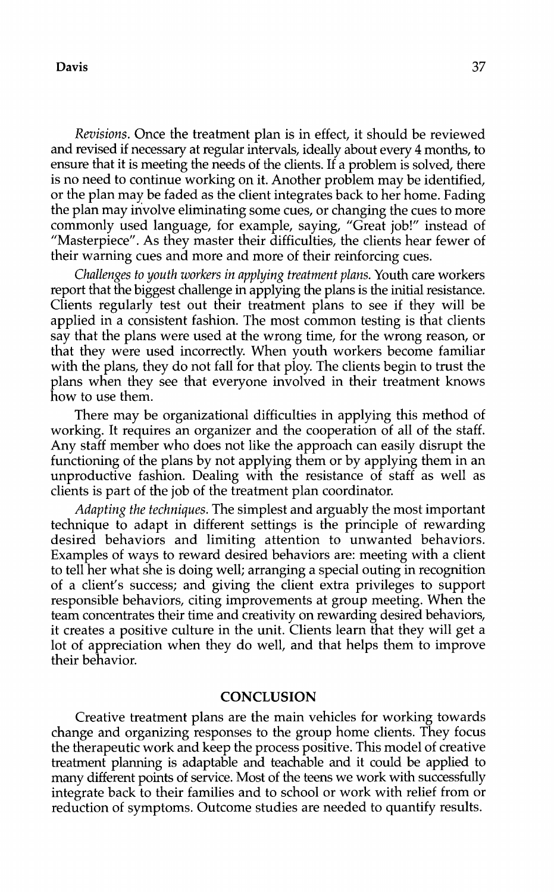*Revisions*. Once the treatment plan is in effect, it should be reviewed and revised if necessary at regular intervals, ideally about every 4 months, to ensure that it is meeting the needs of the clients. If a problem is solved, there is no need to continue working on it. Another problem may be identified, or the plan may be faded as the client integrates back to her home. Fading the plan may involve eliminating some cues, or changing the cues to more commonly used language, for example, saying, "Great job!" instead of "Masterpiece". As they master their difficulties, the clients hear fewer of their warning cues and more and more of their reinforcing cues.

*Challenges to youth workers in applying treatment plans*. Youth care workers report that the biggest challenge in applying the plans is the initial resistance. Clients regularly test out their treatment plans to see if they will be applied in a consistent fashion. The most common testing is that clients say that the plans were used at the wrong time, for the wrong reason, or that they were used incorrectly. When youth workers become familiar with the plans, they do not fall for that ploy. The clients begin to trust the plans when they see that everyone involved in their treatment knows how to use them.

There may be organizational difficulties in applying this method of working. It requires an organizer and the cooperation of all of the staff. Any staff member who does not like the approach can easily disrupt the functioning of the plans by not applying them or by applying them in an unproductive fashion. Dealing with the resistance of staff as well as clients is part of the job of the treatment plan coordinator.

*Adapting the techniques*. The simplest and arguably the most important technique to adapt in different settings is the principle of rewarding desired behaviors and limiting attention to unwanted behaviors. Examples of ways to reward desired behaviors are: meeting with a client to tell her what she is doing well; arranging a special outing in recognition of a client's success; and giving the client extra privileges to support responsible behaviors, citing improvements at group meeting. When the team concentrates their time and creativity on rewarding desired behaviors, it creates a positive culture in the unit. Clients learn that they will get a lot of appreciation when they do well, and that helps them to improve their behavior.

## CONCLUSION

Creative treatment plans are the main vehicles for working towards change and organizing responses to the group home clients. They focus the therapeutic work and keep the process positive. This model of creative treatment planning is adaptable and teachable and it could be applied to many different points of service. Most of the teens we work with successfully integrate back to their families and to school or work with relief from or reduction of symptoms. Outcome studies are needed to quantify results.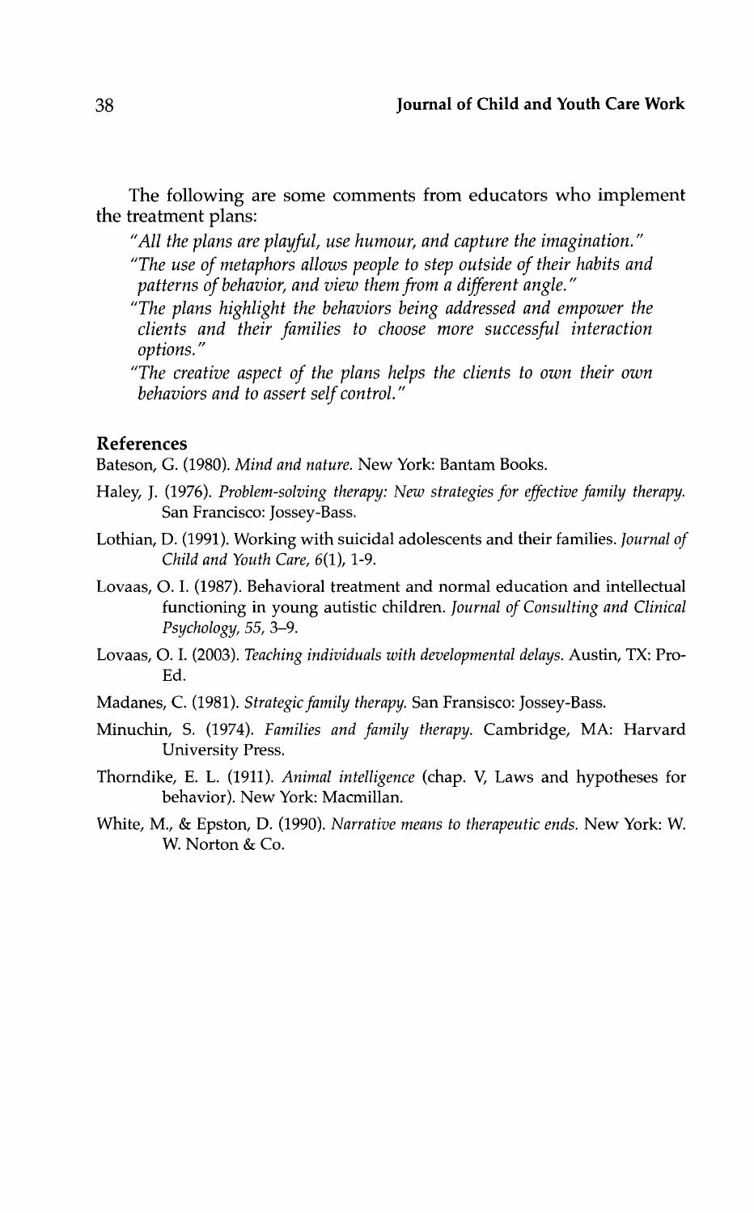The following are some comments from educators who implement the treatment plans:

*"All the plans are playful, use humour, and capture the imagination."*

*"The use of metaphors allows people to step outside of their habits and patterns of behavior, and view them from a different angle."*

*"The plans highlight the behaviors being addressed and empower the clients and their families to choose more successful interaction options."*

*"The creative aspect of the plans helps the clients to own their own behaviors and to assert self control."*

## References

Bateson, G. (1980). *Mind and nature.* New York: Bantam Books.

Haley, J. (1976). *Problem-solving therapy: New strategies for effective family therapy.* San Francisco: Jossey-Bass.

Lothian, D. (1991). Working with suicidal adolescents and their families. *Journal of Child and Youth Care, 6*(1), 1-9.

Lovaas, O. I. (1987). Behavioral treatment and normal education and intellectual functioning in young autistic children. *Journal of Consulting and Clinical Psychology, 55,* 3–9.

Lovaas, O. I. (2003). *Teaching individuals with developmental delays.* Austin, TX: Pro-Ed.

Madanes, C. (1981). *Strategic family therapy.* San Fransisco: Jossey-Bass.

Minuchin, S. (1974). *Families and family therapy.* Cambridge, MA: Harvard University Press.

Thorndike, E. L. (1911). *Animal intelligence* (chap. V, Laws and hypotheses for behavior). New York: Macmillan.

White, M., & Epston, D. (1990). *Narrative means to therapeutic ends.* New York: W. W. Norton & Co.